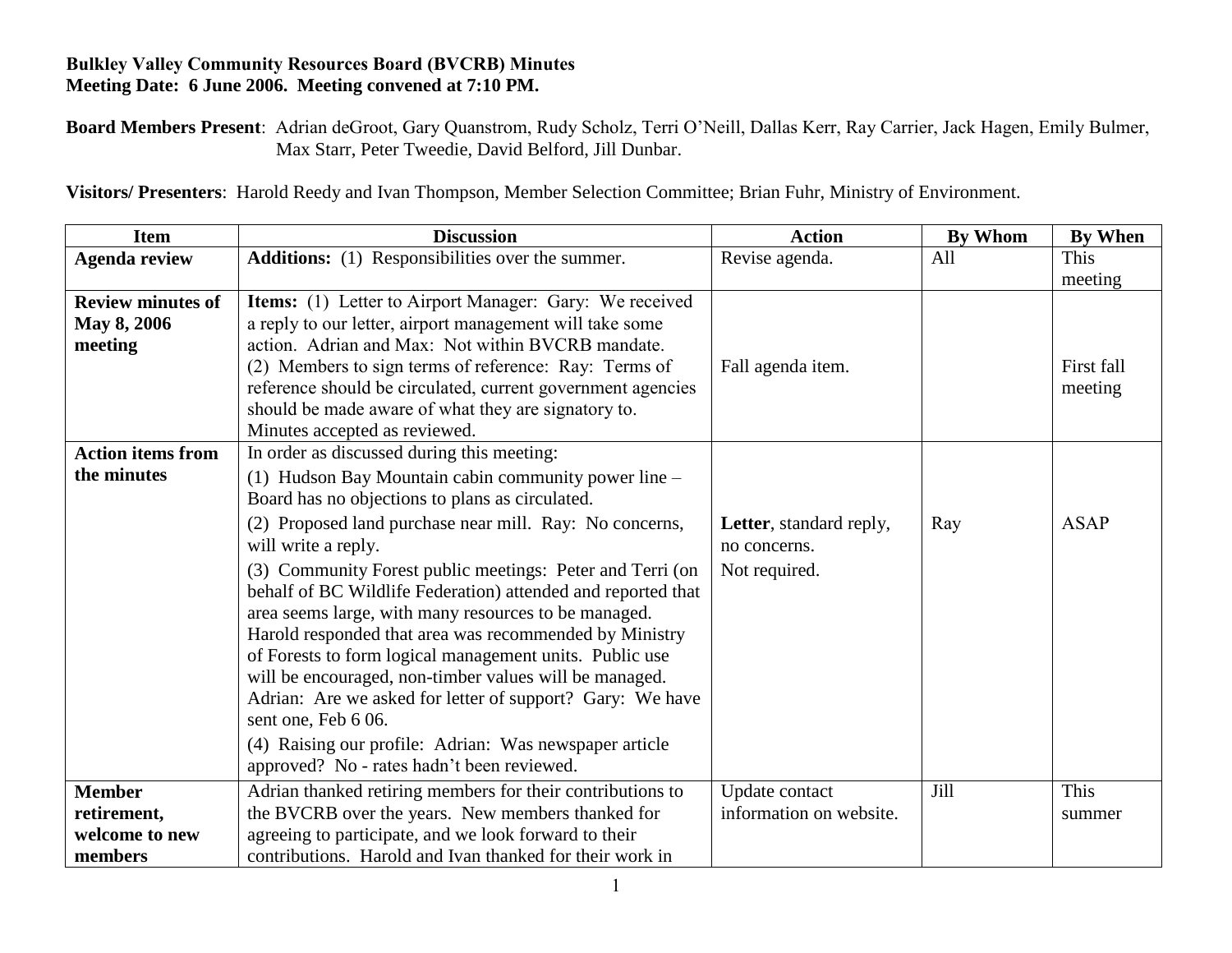**Bulkley Valley Community Resources Board (BVCRB) Minutes**
**Meeting Date: 6 June 2006. Meeting convened at 7:10 PM.**

**Board Members Present**: Adrian deGroot, Gary Quanstrom, Rudy Scholz, Terri O'Neill, Dallas Kerr, Ray Carrier, Jack Hagen, Emily Bulmer, Max Starr, Peter Tweedie, David Belford, Jill Dunbar.

**Visitors/ Presenters**: Harold Reedy and Ivan Thompson, Member Selection Committee; Brian Fuhr, Ministry of Environment.

| Item | Discussion | Action | By Whom | By When |
|---|---|---|---|---|
| **Agenda review** | **Additions:** (1) Responsibilities over the summer. | Revise agenda. | All | This meeting |
| **Review minutes of May 8, 2006 meeting** | **Items:** (1) Letter to Airport Manager: Gary: We received a reply to our letter, airport management will take some action. Adrian and Max: Not within BVCRB mandate. (2) Members to sign terms of reference: Ray: Terms of reference should be circulated, current government agencies should be made aware of what they are signatory to. Minutes accepted as reviewed. | Fall agenda item. | | First fall meeting |
| **Action items from the minutes** | In order as discussed during this meeting: (1) Hudson Bay Mountain cabin community power line – Board has no objections to plans as circulated. (2) Proposed land purchase near mill. Ray: No concerns, will write a reply. (3) Community Forest public meetings: Peter and Terri (on behalf of BC Wildlife Federation) attended and reported that area seems large, with many resources to be managed. Harold responded that area was recommended by Ministry of Forests to form logical management units. Public use will be encouraged, non-timber values will be managed. Adrian: Are we asked for letter of support? Gary: We have sent one, Feb 6 06. (4) Raising our profile: Adrian: Was newspaper article approved? No - rates hadn't been reviewed. | **Letter**, standard reply, no concerns. Not required. | Ray | ASAP |
| **Member retirement, welcome to new members** | Adrian thanked retiring members for their contributions to the BVCRB over the years. New members thanked for agreeing to participate, and we look forward to their contributions. Harold and Ivan thanked for their work in | Update contact information on website. | Jill | This summer |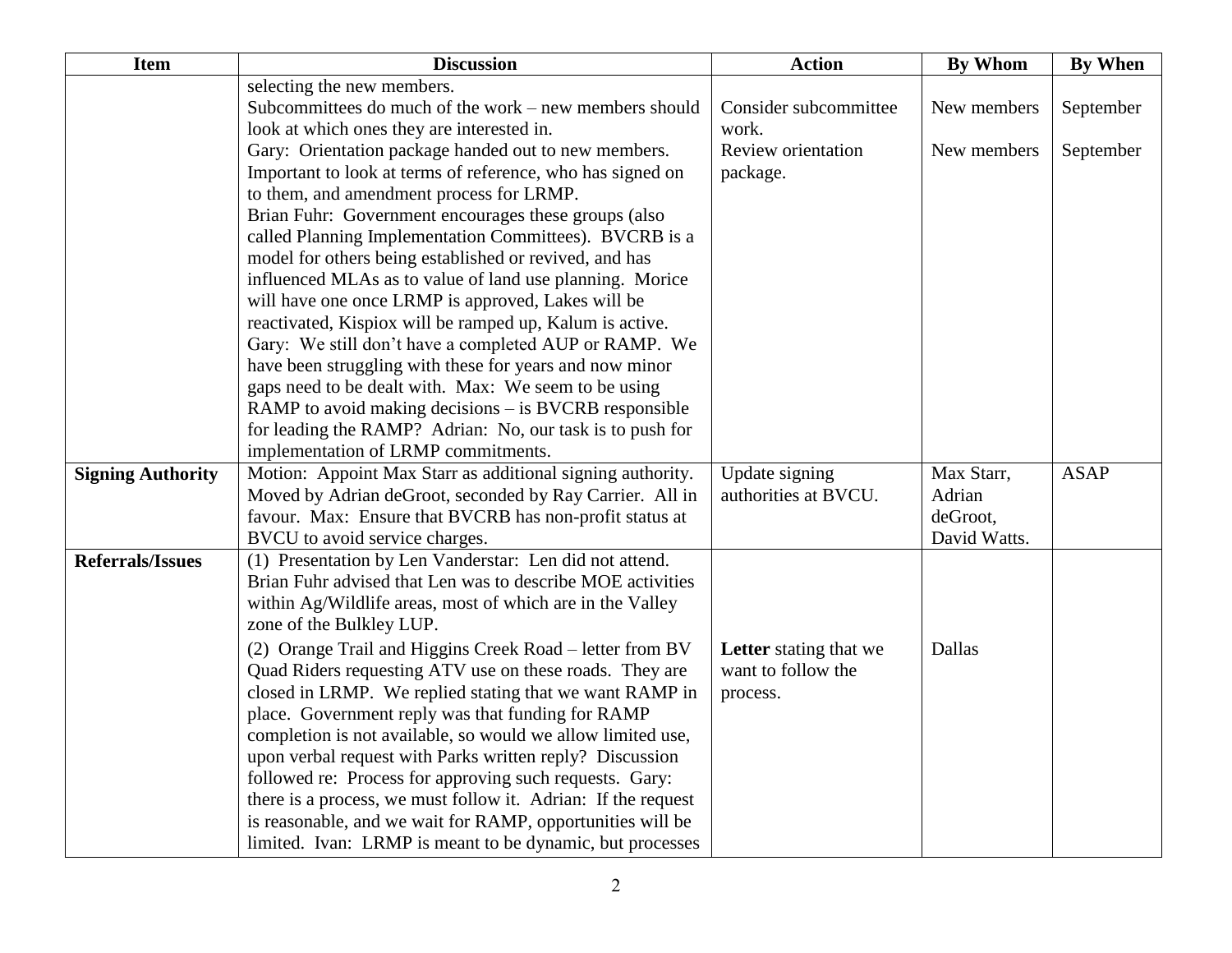| Item | Discussion | Action | By Whom | By When |
|---|---|---|---|---|
| | selecting the new members.<br>Subcommittees do much of the work – new members should look at which ones they are interested in.<br>Gary: Orientation package handed out to new members. Important to look at terms of reference, who has signed on to them, and amendment process for LRMP.<br>Brian Fuhr: Government encourages these groups (also called Planning Implementation Committees). BVCRB is a model for others being established or revived, and has influenced MLAs as to value of land use planning. Morice will have one once LRMP is approved, Lakes will be reactivated, Kispiox will be ramped up, Kalum is active.<br>Gary: We still don't have a completed AUP or RAMP. We have been struggling with these for years and now minor gaps need to be dealt with. Max: We seem to be using RAMP to avoid making decisions – is BVCRB responsible for leading the RAMP? Adrian: No, our task is to push for implementation of LRMP commitments. | Consider subcommittee work.<br>Review orientation package. | New members<br>New members | September<br>September |
| **Signing Authority** | Motion: Appoint Max Starr as additional signing authority. Moved by Adrian deGroot, seconded by Ray Carrier. All in favour. Max: Ensure that BVCRB has non-profit status at BVCU to avoid service charges. | Update signing authorities at BVCU. | Max Starr, Adrian deGroot, David Watts. | ASAP |
| **Referrals/Issues** | (1) Presentation by Len Vanderstar: Len did not attend. Brian Fuhr advised that Len was to describe MOE activities within Ag/Wildlife areas, most of which are in the Valley zone of the Bulkley LUP.<br>(2) Orange Trail and Higgins Creek Road – letter from BV Quad Riders requesting ATV use on these roads. They are closed in LRMP. We replied stating that we want RAMP in place. Government reply was that funding for RAMP completion is not available, so would we allow limited use, upon verbal request with Parks written reply? Discussion followed re: Process for approving such requests. Gary: there is a process, we must follow it. Adrian: If the request is reasonable, and we wait for RAMP, opportunities will be limited. Ivan: LRMP is meant to be dynamic, but processes | **Letter** stating that we want to follow the process. | Dallas | |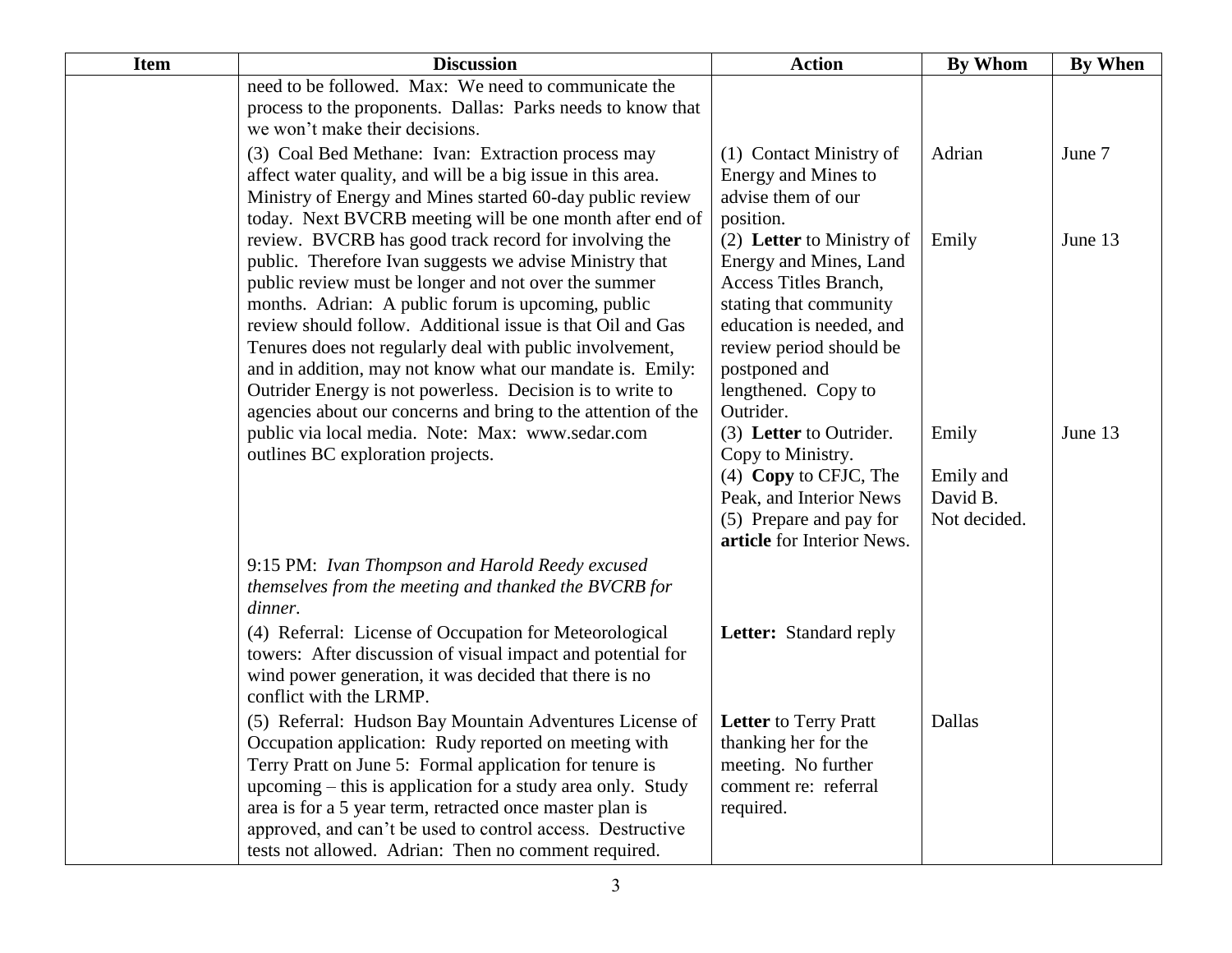| Item | Discussion | Action | By Whom | By When |
|---|---|---|---|---|
| | need to be followed. Max: We need to communicate the process to the proponents. Dallas: Parks needs to know that we won't make their decisions. | | | |
| | (3) Coal Bed Methane: Ivan: Extraction process may affect water quality, and will be a big issue in this area. Ministry of Energy and Mines started 60-day public review today. Next BVCRB meeting will be one month after end of review. BVCRB has good track record for involving the public. Therefore Ivan suggests we advise Ministry that public review must be longer and not over the summer months. Adrian: A public forum is upcoming, public review should follow. Additional issue is that Oil and Gas Tenures does not regularly deal with public involvement, and in addition, may not know what our mandate is. Emily: Outrider Energy is not powerless. Decision is to write to agencies about our concerns and bring to the attention of the public via local media. Note: Max: www.sedar.com outlines BC exploration projects. | (1) Contact Ministry of Energy and Mines to advise them of our position.<br>(2) **Letter** to Ministry of Energy and Mines, Land Access Titles Branch, stating that community education is needed, and review period should be postponed and lengthened. Copy to Outrider.<br>(3) **Letter** to Outrider. Copy to Ministry.<br>(4) **Copy** to CFJC, The Peak, and Interior News<br>(5) Prepare and pay for **article** for Interior News. | Adrian<br><br>Emily<br><br>Emily<br><br>Emily and David B.<br>Not decided. | June 7<br><br>June 13<br><br>June 13 |
| | 9:15 PM: *Ivan Thompson and Harold Reedy excused themselves from the meeting and thanked the BVCRB for dinner.* | | | |
| | (4) Referral: License of Occupation for Meteorological towers: After discussion of visual impact and potential for wind power generation, it was decided that there is no conflict with the LRMP. | **Letter:** Standard reply | | |
| | (5) Referral: Hudson Bay Mountain Adventures License of Occupation application: Rudy reported on meeting with Terry Pratt on June 5: Formal application for tenure is upcoming – this is application for a study area only. Study area is for a 5 year term, retracted once master plan is approved, and can't be used to control access. Destructive tests not allowed. Adrian: Then no comment required. | **Letter** to Terry Pratt thanking her for the meeting. No further comment re: referral required. | Dallas | |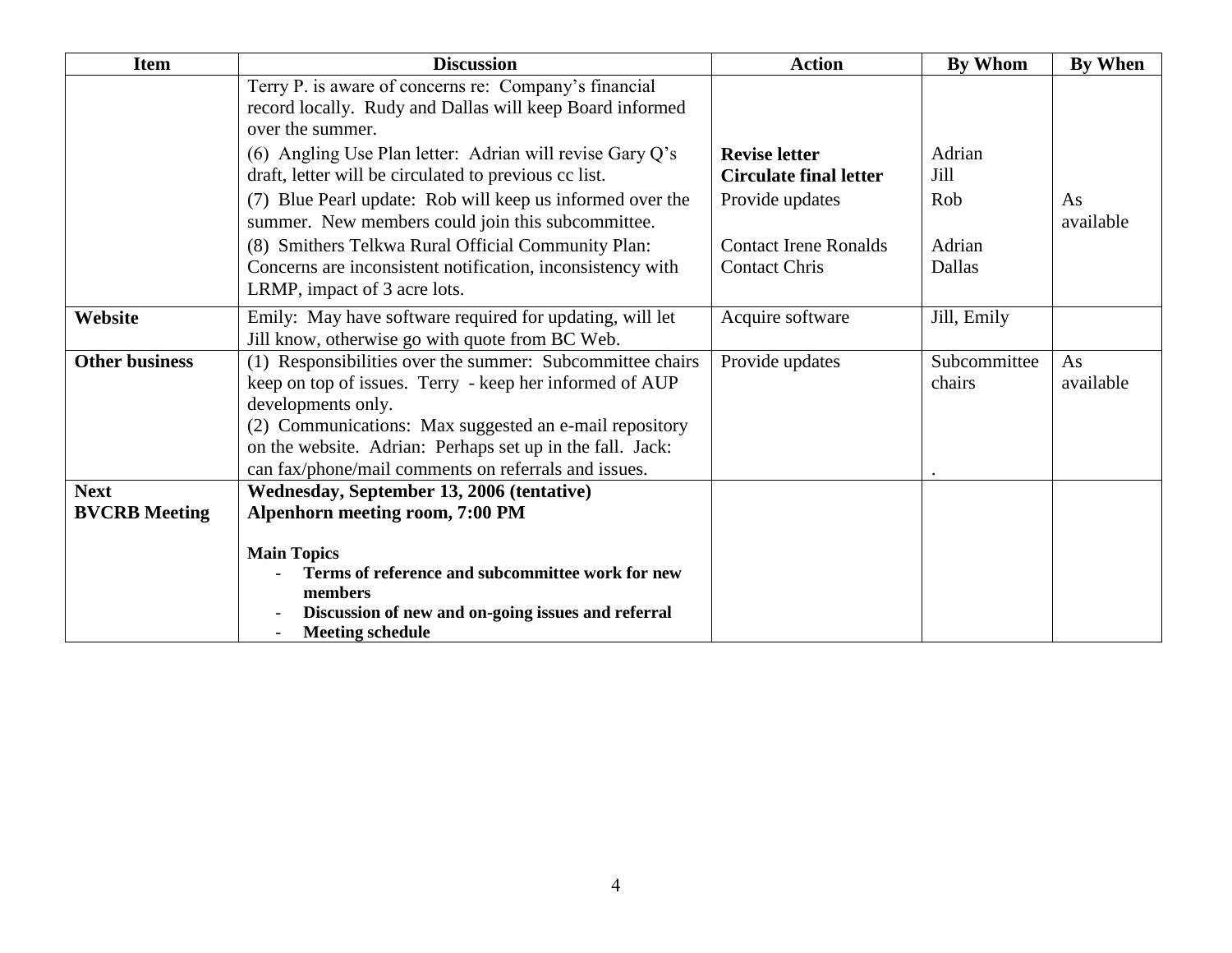| Item | Discussion | Action | By Whom | By When |
|---|---|---|---|---|
| | Terry P. is aware of concerns re: Company's financial record locally. Rudy and Dallas will keep Board informed over the summer.<br>(6) Angling Use Plan letter: Adrian will revise Gary Q's draft, letter will be circulated to previous cc list.<br>(7) Blue Pearl update: Rob will keep us informed over the summer. New members could join this subcommittee.<br>(8) Smithers Telkwa Rural Official Community Plan: Concerns are inconsistent notification, inconsistency with LRMP, impact of 3 acre lots. | **Revise letter**<br>**Circulate final letter**<br>Provide updates<br>Contact Irene Ronalds<br>Contact Chris | Adrian<br>Jill<br>Rob<br>Adrian<br>Dallas | As available |
| **Website** | Emily: May have software required for updating, will let Jill know, otherwise go with quote from BC Web. | Acquire software | Jill, Emily | |
| **Other business** | (1) Responsibilities over the summer: Subcommittee chairs keep on top of issues. Terry - keep her informed of AUP developments only.<br>(2) Communications: Max suggested an e-mail repository on the website. Adrian: Perhaps set up in the fall. Jack: can fax/phone/mail comments on referrals and issues. | Provide updates | Subcommittee chairs<br>. | As available |
| **Next BVCRB Meeting** | **Wednesday, September 13, 2006 (tentative)**<br>**Alpenhorn meeting room, 7:00 PM**<br><br>**Main Topics**<br>- **Terms of reference and subcommittee work for new members**<br>- **Discussion of new and on-going issues and referral**<br>- **Meeting schedule** | | | |